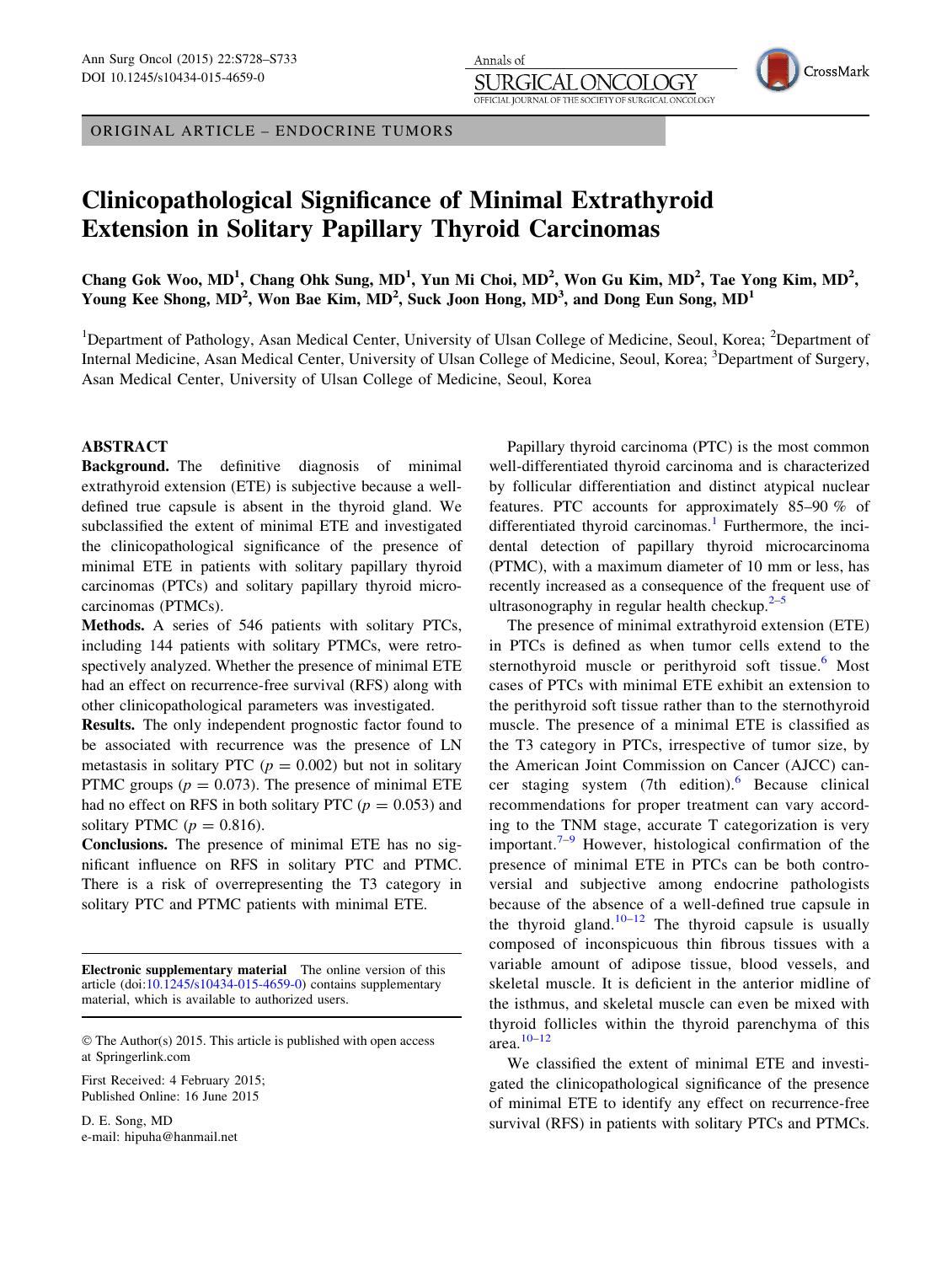ORIGINAL ARTICLE – ENDOCRINE TUMORS

# Clinicopathological Significance of Minimal Extrathyroid Extension in Solitary Papillary Thyroid Carcinomas

**Chang Gok Woo, MD[1], Chang Ohk Sung, MD[1], Yun Mi Choi, MD[2], Won Gu Kim, MD[2], Tae Yong Kim, MD[2], Young Kee Shong, MD[2], Won Bae Kim, MD[2], Suck Joon Hong, MD[3], and Dong Eun Song, MD[1]**

[1]Department of Pathology, Asan Medical Center, University of Ulsan College of Medicine, Seoul, Korea; [2]Department of Internal Medicine, Asan Medical Center, University of Ulsan College of Medicine, Seoul, Korea; [3]Department of Surgery, Asan Medical Center, University of Ulsan College of Medicine, Seoul, Korea

## ABSTRACT

**Background.** The definitive diagnosis of minimal extrathyroid extension (ETE) is subjective because a well-defined true capsule is absent in the thyroid gland. We subclassified the extent of minimal ETE and investigated the clinicopathological significance of the presence of minimal ETE in patients with solitary papillary thyroid carcinomas (PTCs) and solitary papillary thyroid microcarcinomas (PTMCs).

**Methods.** A series of 546 patients with solitary PTCs, including 144 patients with solitary PTMCs, were retrospectively analyzed. Whether the presence of minimal ETE had an effect on recurrence-free survival (RFS) along with other clinicopathological parameters was investigated.

**Results.** The only independent prognostic factor found to be associated with recurrence was the presence of LN metastasis in solitary PTC ($p = 0.002$) but not in solitary PTMC groups ($p = 0.073$). The presence of minimal ETE had no effect on RFS in both solitary PTC ($p = 0.053$) and solitary PTMC ($p = 0.816$).

**Conclusions.** The presence of minimal ETE has no significant influence on RFS in solitary PTC and PTMC. There is a risk of overrepresenting the T3 category in solitary PTC and PTMC patients with minimal ETE.

**Electronic supplementary material** The online version of this article (doi:10.1245/s10434-015-4659-0) contains supplementary material, which is available to authorized users.

© The Author(s) 2015. This article is published with open access at Springerlink.com

First Received: 4 February 2015;
Published Online: 16 June 2015

D. E. Song, MD
e-mail: hipuha@hanmail.net

Papillary thyroid carcinoma (PTC) is the most common well-differentiated thyroid carcinoma and is characterized by follicular differentiation and distinct atypical nuclear features. PTC accounts for approximately 85–90 % of differentiated thyroid carcinomas.[1] Furthermore, the incidental detection of papillary thyroid microcarcinoma (PTMC), with a maximum diameter of 10 mm or less, has recently increased as a consequence of the frequent use of ultrasonography in regular health checkup.[2–5]

The presence of minimal extrathyroid extension (ETE) in PTCs is defined as when tumor cells extend to the sternothyroid muscle or perithyroid soft tissue.[6] Most cases of PTCs with minimal ETE exhibit an extension to the perithyroid soft tissue rather than to the sternothyroid muscle. The presence of a minimal ETE is classified as the T3 category in PTCs, irrespective of tumor size, by the American Joint Commission on Cancer (AJCC) cancer staging system (7th edition).[6] Because clinical recommendations for proper treatment can vary according to the TNM stage, accurate T categorization is very important.[7–9] However, histological confirmation of the presence of minimal ETE in PTCs can be both controversial and subjective among endocrine pathologists because of the absence of a well-defined true capsule in the thyroid gland.[10–12] The thyroid capsule is usually composed of inconspicuous thin fibrous tissues with a variable amount of adipose tissue, blood vessels, and skeletal muscle. It is deficient in the anterior midline of the isthmus, and skeletal muscle can even be mixed with thyroid follicles within the thyroid parenchyma of this area.[10–12]

We classified the extent of minimal ETE and investigated the clinicopathological significance of the presence of minimal ETE to identify any effect on recurrence-free survival (RFS) in patients with solitary PTCs and PTMCs.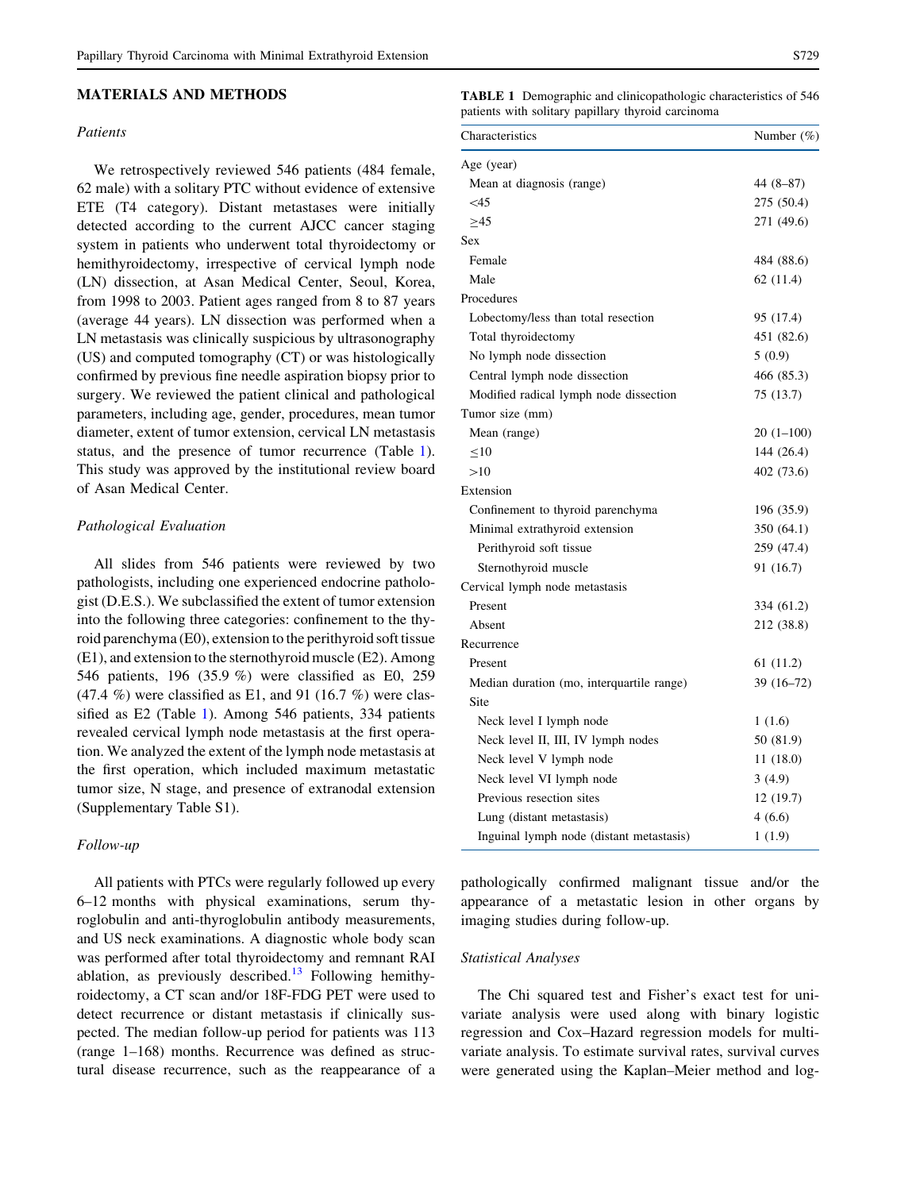## MATERIALS AND METHODS

### Patients

We retrospectively reviewed 546 patients (484 female, 62 male) with a solitary PTC without evidence of extensive ETE (T4 category). Distant metastases were initially detected according to the current AJCC cancer staging system in patients who underwent total thyroidectomy or hemithyroidectomy, irrespective of cervical lymph node (LN) dissection, at Asan Medical Center, Seoul, Korea, from 1998 to 2003. Patient ages ranged from 8 to 87 years (average 44 years). LN dissection was performed when a LN metastasis was clinically suspicious by ultrasonography (US) and computed tomography (CT) or was histologically confirmed by previous fine needle aspiration biopsy prior to surgery. We reviewed the patient clinical and pathological parameters, including age, gender, procedures, mean tumor diameter, extent of tumor extension, cervical LN metastasis status, and the presence of tumor recurrence (Table 1). This study was approved by the institutional review board of Asan Medical Center.

### Pathological Evaluation

All slides from 546 patients were reviewed by two pathologists, including one experienced endocrine pathologist (D.E.S.). We subclassified the extent of tumor extension into the following three categories: confinement to the thyroid parenchyma (E0), extension to the perithyroid soft tissue (E1), and extension to the sternothyroid muscle (E2). Among 546 patients, 196 (35.9 %) were classified as E0, 259 (47.4 %) were classified as E1, and 91 (16.7 %) were classified as E2 (Table 1). Among 546 patients, 334 patients revealed cervical lymph node metastasis at the first operation. We analyzed the extent of the lymph node metastasis at the first operation, which included maximum metastatic tumor size, N stage, and presence of extranodal extension (Supplementary Table S1).

### Follow-up

All patients with PTCs were regularly followed up every 6–12 months with physical examinations, serum thyroglobulin and anti-thyroglobulin antibody measurements, and US neck examinations. A diagnostic whole body scan was performed after total thyroidectomy and remnant RAI ablation, as previously described.[13] Following hemithyroidectomy, a CT scan and/or 18F-FDG PET were used to detect recurrence or distant metastasis if clinically suspected. The median follow-up period for patients was 113 (range 1–168) months. Recurrence was defined as structural disease recurrence, such as the reappearance of a pathologically confirmed malignant tissue and/or the appearance of a metastatic lesion in other organs by imaging studies during follow-up.

**TABLE 1** Demographic and clinicopathologic characteristics of 546 patients with solitary papillary thyroid carcinoma

| Characteristics | Number (%) |
|---|---|
| Age (year) | |
| Mean at diagnosis (range) | 44 (8–87) |
| <45 | 275 (50.4) |
| ≥45 | 271 (49.6) |
| Sex | |
| Female | 484 (88.6) |
| Male | 62 (11.4) |
| Procedures | |
| Lobectomy/less than total resection | 95 (17.4) |
| Total thyroidectomy | 451 (82.6) |
| No lymph node dissection | 5 (0.9) |
| Central lymph node dissection | 466 (85.3) |
| Modified radical lymph node dissection | 75 (13.7) |
| Tumor size (mm) | |
| Mean (range) | 20 (1–100) |
| ≤10 | 144 (26.4) |
| >10 | 402 (73.6) |
| Extension | |
| Confinement to thyroid parenchyma | 196 (35.9) |
| Minimal extrathyroid extension | 350 (64.1) |
| Perithyroid soft tissue | 259 (47.4) |
| Sternothyroid muscle | 91 (16.7) |
| Cervical lymph node metastasis | |
| Present | 334 (61.2) |
| Absent | 212 (38.8) |
| Recurrence | |
| Present | 61 (11.2) |
| Median duration (mo, interquartile range) | 39 (16–72) |
| Site | |
| Neck level I lymph node | 1 (1.6) |
| Neck level II, III, IV lymph nodes | 50 (81.9) |
| Neck level V lymph node | 11 (18.0) |
| Neck level VI lymph node | 3 (4.9) |
| Previous resection sites | 12 (19.7) |
| Lung (distant metastasis) | 4 (6.6) |
| Inguinal lymph node (distant metastasis) | 1 (1.9) |

### Statistical Analyses

The Chi squared test and Fisher's exact test for univariate analysis were used along with binary logistic regression and Cox–Hazard regression models for multivariate analysis. To estimate survival rates, survival curves were generated using the Kaplan–Meier method and log-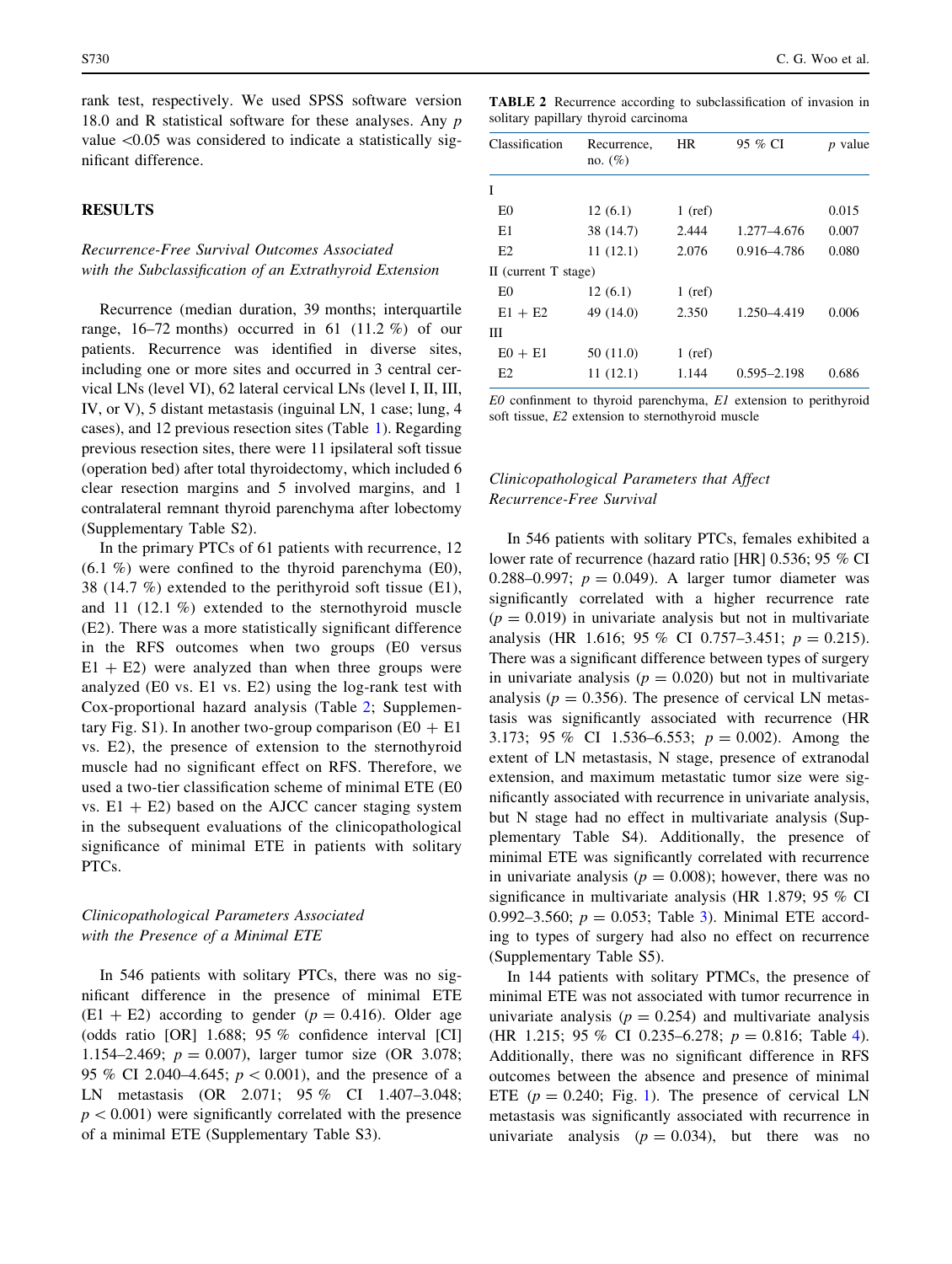rank test, respectively. We used SPSS software version 18.0 and R statistical software for these analyses. Any $p$ value <0.05 was considered to indicate a statistically significant difference.

## RESULTS

### *Recurrence-Free Survival Outcomes Associated with the Subclassification of an Extrathyroid Extension*

Recurrence (median duration, 39 months; interquartile range, 16–72 months) occurred in 61 (11.2 %) of our patients. Recurrence was identified in diverse sites, including one or more sites and occurred in 3 central cervical LNs (level VI), 62 lateral cervical LNs (level I, II, III, IV, or V), 5 distant metastasis (inguinal LN, 1 case; lung, 4 cases), and 12 previous resection sites (Table 1). Regarding previous resection sites, there were 11 ipsilateral soft tissue (operation bed) after total thyroidectomy, which included 6 clear resection margins and 5 involved margins, and 1 contralateral remnant thyroid parenchyma after lobectomy (Supplementary Table S2).

In the primary PTCs of 61 patients with recurrence, 12 (6.1 %) were confined to the thyroid parenchyma (E0), 38 (14.7 %) extended to the perithyroid soft tissue (E1), and 11 (12.1 %) extended to the sternothyroid muscle (E2). There was a more statistically significant difference in the RFS outcomes when two groups (E0 versus E1 + E2) were analyzed than when three groups were analyzed (E0 vs. E1 vs. E2) using the log-rank test with Cox-proportional hazard analysis (Table 2; Supplementary Fig. S1). In another two-group comparison (E0 + E1 vs. E2), the presence of extension to the sternothyroid muscle had no significant effect on RFS. Therefore, we used a two-tier classification scheme of minimal ETE (E0 vs. E1 + E2) based on the AJCC cancer staging system in the subsequent evaluations of the clinicopathological significance of minimal ETE in patients with solitary PTCs.

### *Clinicopathological Parameters Associated with the Presence of a Minimal ETE*

In 546 patients with solitary PTCs, there was no significant difference in the presence of minimal ETE (E1 + E2) according to gender ($p = 0.416$). Older age (odds ratio [OR] 1.688; 95 % confidence interval [CI] 1.154–2.469; $p = 0.007$), larger tumor size (OR 3.078; 95 % CI 2.040–4.645; $p < 0.001$), and the presence of a LN metastasis (OR 2.071; 95 % CI 1.407–3.048; $p < 0.001$) were significantly correlated with the presence of a minimal ETE (Supplementary Table S3).

**TABLE 2** Recurrence according to subclassification of invasion in solitary papillary thyroid carcinoma

| Classification | Recurrence, no. (%) | HR | 95 % CI | $p$ value |
|---|---|---|---|---|
| I | | | | |
| E0 | 12 (6.1) | 1 (ref) | | 0.015 |
| E1 | 38 (14.7) | 2.444 | 1.277–4.676 | 0.007 |
| E2 | 11 (12.1) | 2.076 | 0.916–4.786 | 0.080 |
| II (current T stage) | | | | |
| E0 | 12 (6.1) | 1 (ref) | | |
| E1 + E2 | 49 (14.0) | 2.350 | 1.250–4.419 | 0.006 |
| III | | | | |
| E0 + E1 | 50 (11.0) | 1 (ref) | | |
| E2 | 11 (12.1) | 1.144 | 0.595–2.198 | 0.686 |

*E0* confinment to thyroid parenchyma, *E1* extension to perithyroid soft tissue, *E2* extension to sternothyroid muscle

### *Clinicopathological Parameters that Affect Recurrence-Free Survival*

In 546 patients with solitary PTCs, females exhibited a lower rate of recurrence (hazard ratio [HR] 0.536; 95 % CI 0.288–0.997; $p = 0.049$). A larger tumor diameter was significantly correlated with a higher recurrence rate ($p = 0.019$) in univariate analysis but not in multivariate analysis (HR 1.616; 95 % CI 0.757–3.451; $p = 0.215$). There was a significant difference between types of surgery in univariate analysis ($p = 0.020$) but not in multivariate analysis ($p = 0.356$). The presence of cervical LN metastasis was significantly associated with recurrence (HR 3.173; 95 % CI 1.536–6.553; $p = 0.002$). Among the extent of LN metastasis, N stage, presence of extranodal extension, and maximum metastatic tumor size were significantly associated with recurrence in univariate analysis, but N stage had no effect in multivariate analysis (Supplementary Table S4). Additionally, the presence of minimal ETE was significantly correlated with recurrence in univariate analysis ($p = 0.008$); however, there was no significance in multivariate analysis (HR 1.879; 95 % CI 0.992–3.560; $p = 0.053$; Table 3). Minimal ETE according to types of surgery had also no effect on recurrence (Supplementary Table S5).

In 144 patients with solitary PTMCs, the presence of minimal ETE was not associated with tumor recurrence in univariate analysis ($p = 0.254$) and multivariate analysis (HR 1.215; 95 % CI 0.235–6.278; $p = 0.816$; Table 4). Additionally, there was no significant difference in RFS outcomes between the absence and presence of minimal ETE ($p = 0.240$; Fig. 1). The presence of cervical LN metastasis was significantly associated with recurrence in univariate analysis ($p = 0.034$), but there was no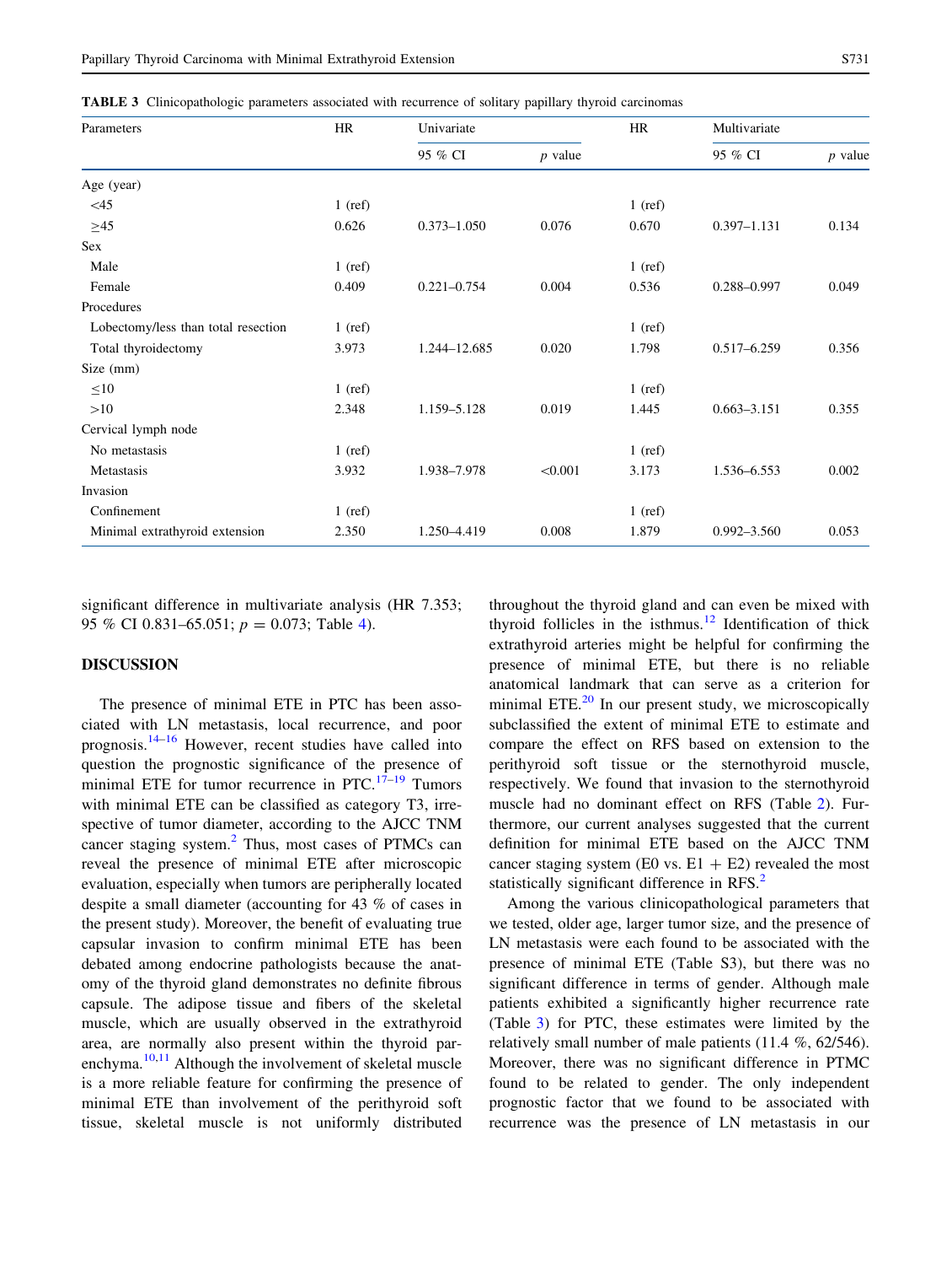**TABLE 3** Clinicopathologic parameters associated with recurrence of solitary papillary thyroid carcinomas

| Parameters | HR | Univariate | | HR | Multivariate | |
|---|---|---|---|---|---|---|
| | | 95 % CI | *p* value | | 95 % CI | *p* value |
| Age (year) | | | | | | |
| <45 | 1 (ref) | | | 1 (ref) | | |
| ≥45 | 0.626 | 0.373–1.050 | 0.076 | 0.670 | 0.397–1.131 | 0.134 |
| Sex | | | | | | |
| Male | 1 (ref) | | | 1 (ref) | | |
| Female | 0.409 | 0.221–0.754 | 0.004 | 0.536 | 0.288–0.997 | 0.049 |
| Procedures | | | | | | |
| Lobectomy/less than total resection | 1 (ref) | | | 1 (ref) | | |
| Total thyroidectomy | 3.973 | 1.244–12.685 | 0.020 | 1.798 | 0.517–6.259 | 0.356 |
| Size (mm) | | | | | | |
| ≤10 | 1 (ref) | | | 1 (ref) | | |
| >10 | 2.348 | 1.159–5.128 | 0.019 | 1.445 | 0.663–3.151 | 0.355 |
| Cervical lymph node | | | | | | |
| No metastasis | 1 (ref) | | | 1 (ref) | | |
| Metastasis | 3.932 | 1.938–7.978 | <0.001 | 3.173 | 1.536–6.553 | 0.002 |
| Invasion | | | | | | |
| Confinement | 1 (ref) | | | 1 (ref) | | |
| Minimal extrathyroid extension | 2.350 | 1.250–4.419 | 0.008 | 1.879 | 0.992–3.560 | 0.053 |

significant difference in multivariate analysis (HR 7.353; 95 % CI 0.831–65.051; $p = 0.073$; Table 4).

## DISCUSSION

The presence of minimal ETE in PTC has been associated with LN metastasis, local recurrence, and poor prognosis.[14–16] However, recent studies have called into question the prognostic significance of the presence of minimal ETE for tumor recurrence in PTC.[17–19] Tumors with minimal ETE can be classified as category T3, irrespective of tumor diameter, according to the AJCC TNM cancer staging system.[2] Thus, most cases of PTMCs can reveal the presence of minimal ETE after microscopic evaluation, especially when tumors are peripherally located despite a small diameter (accounting for 43 % of cases in the present study). Moreover, the benefit of evaluating true capsular invasion to confirm minimal ETE has been debated among endocrine pathologists because the anatomy of the thyroid gland demonstrates no definite fibrous capsule. The adipose tissue and fibers of the skeletal muscle, which are usually observed in the extrathyroid area, are normally also present within the thyroid parenchyma.[10,11] Although the involvement of skeletal muscle is a more reliable feature for confirming the presence of minimal ETE than involvement of the perithyroid soft tissue, skeletal muscle is not uniformly distributed throughout the thyroid gland and can even be mixed with thyroid follicles in the isthmus.[12] Identification of thick extrathyroid arteries might be helpful for confirming the presence of minimal ETE, but there is no reliable anatomical landmark that can serve as a criterion for minimal ETE.[20] In our present study, we microscopically subclassified the extent of minimal ETE to estimate and compare the effect on RFS based on extension to the perithyroid soft tissue or the sternothyroid muscle, respectively. We found that invasion to the sternothyroid muscle had no dominant effect on RFS (Table 2). Furthermore, our current analyses suggested that the current definition for minimal ETE based on the AJCC TNM cancer staging system (E0 vs. E1 + E2) revealed the most statistically significant difference in RFS.[2]

Among the various clinicopathological parameters that we tested, older age, larger tumor size, and the presence of LN metastasis were each found to be associated with the presence of minimal ETE (Table S3), but there was no significant difference in terms of gender. Although male patients exhibited a significantly higher recurrence rate (Table 3) for PTC, these estimates were limited by the relatively small number of male patients (11.4 %, 62/546). Moreover, there was no significant difference in PTMC found to be related to gender. The only independent prognostic factor that we found to be associated with recurrence was the presence of LN metastasis in our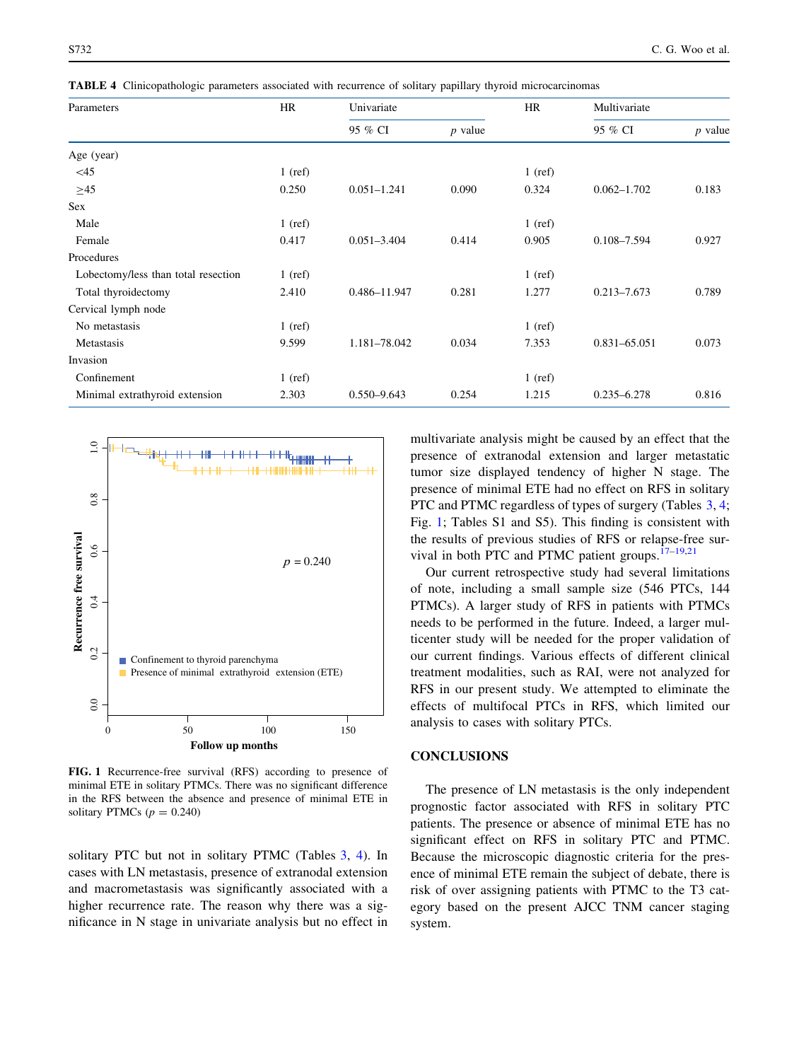**TABLE 4** Clinicopathologic parameters associated with recurrence of solitary papillary thyroid microcarcinomas

| Parameters | HR | Univariate | | HR | Multivariate | |
|---|---|---|---|---|---|---|
| | | 95 % CI | p value | | 95 % CI | p value |
| Age (year) | | | | | | |
| <45 | 1 (ref) | | | 1 (ref) | | |
| ≥45 | 0.250 | 0.051–1.241 | 0.090 | 0.324 | 0.062–1.702 | 0.183 |
| Sex | | | | | | |
| Male | 1 (ref) | | | 1 (ref) | | |
| Female | 0.417 | 0.051–3.404 | 0.414 | 0.905 | 0.108–7.594 | 0.927 |
| Procedures | | | | | | |
| Lobectomy/less than total resection | 1 (ref) | | | 1 (ref) | | |
| Total thyroidectomy | 2.410 | 0.486–11.947 | 0.281 | 1.277 | 0.213–7.673 | 0.789 |
| Cervical lymph node | | | | | | |
| No metastasis | 1 (ref) | | | 1 (ref) | | |
| Metastasis | 9.599 | 1.181–78.042 | 0.034 | 7.353 | 0.831–65.051 | 0.073 |
| Invasion | | | | | | |
| Confinement | 1 (ref) | | | 1 (ref) | | |
| Minimal extrathyroid extension | 2.303 | 0.550–9.643 | 0.254 | 1.215 | 0.235–6.278 | 0.816 |

**FIG. 1** Recurrence-free survival (RFS) according to presence of minimal ETE in solitary PTMCs. There was no significant difference in the RFS between the absence and presence of minimal ETE in solitary PTMCs ($p = 0.240$)

solitary PTC but not in solitary PTMC (Tables 3, 4). In cases with LN metastasis, presence of extranodal extension and macrometastasis was significantly associated with a higher recurrence rate. The reason why there was a significance in N stage in univariate analysis but no effect in multivariate analysis might be caused by an effect that the presence of extranodal extension and larger metastatic tumor size displayed tendency of higher N stage. The presence of minimal ETE had no effect on RFS in solitary PTC and PTMC regardless of types of surgery (Tables 3, 4; Fig. 1; Tables S1 and S5). This finding is consistent with the results of previous studies of RFS or relapse-free survival in both PTC and PTMC patient groups.[17–19,21]

Our current retrospective study had several limitations of note, including a small sample size (546 PTCs, 144 PTMCs). A larger study of RFS in patients with PTMCs needs to be performed in the future. Indeed, a larger multicenter study will be needed for the proper validation of our current findings. Various effects of different clinical treatment modalities, such as RAI, were not analyzed for RFS in our present study. We attempted to eliminate the effects of multifocal PTCs in RFS, which limited our analysis to cases with solitary PTCs.

## CONCLUSIONS

The presence of LN metastasis is the only independent prognostic factor associated with RFS in solitary PTC patients. The presence or absence of minimal ETE has no significant effect on RFS in solitary PTC and PTMC. Because the microscopic diagnostic criteria for the presence of minimal ETE remain the subject of debate, there is risk of over assigning patients with PTMC to the T3 category based on the present AJCC TNM cancer staging system.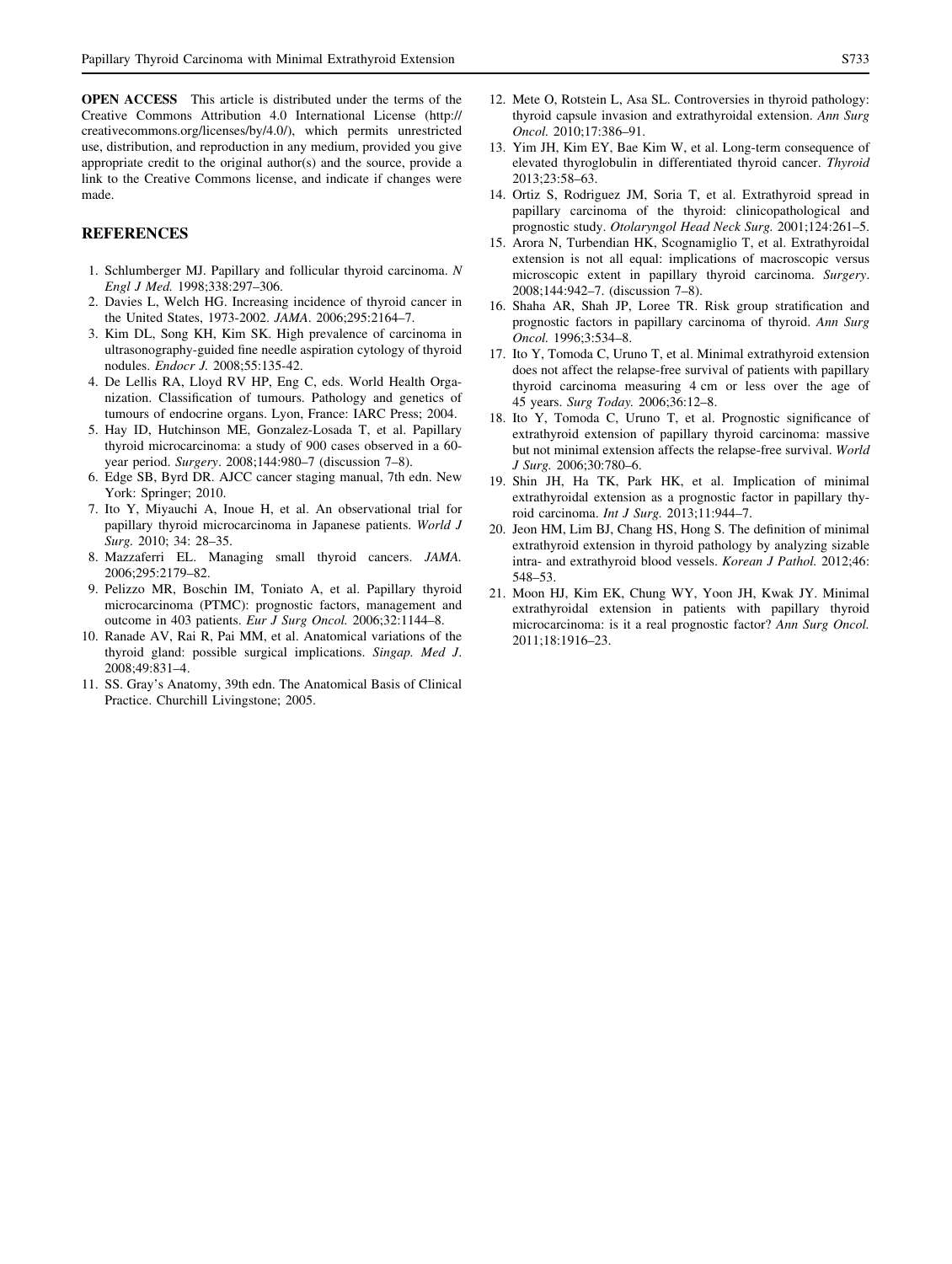**OPEN ACCESS** This article is distributed under the terms of the Creative Commons Attribution 4.0 International License (http://creativecommons.org/licenses/by/4.0/), which permits unrestricted use, distribution, and reproduction in any medium, provided you give appropriate credit to the original author(s) and the source, provide a link to the Creative Commons license, and indicate if changes were made.

## REFERENCES

1. Schlumberger MJ. Papillary and follicular thyroid carcinoma. *N Engl J Med.* 1998;338:297–306.
2. Davies L, Welch HG. Increasing incidence of thyroid cancer in the United States, 1973-2002. *JAMA*. 2006;295:2164–7.
3. Kim DL, Song KH, Kim SK. High prevalence of carcinoma in ultrasonography-guided fine needle aspiration cytology of thyroid nodules. *Endocr J.* 2008;55:135-42.
4. De Lellis RA, Lloyd RV HP, Eng C, eds. World Health Organization. Classification of tumours. Pathology and genetics of tumours of endocrine organs. Lyon, France: IARC Press; 2004.
5. Hay ID, Hutchinson ME, Gonzalez-Losada T, et al. Papillary thyroid microcarcinoma: a study of 900 cases observed in a 60-year period. *Surgery*. 2008;144:980–7 (discussion 7–8).
6. Edge SB, Byrd DR. AJCC cancer staging manual, 7th edn. New York: Springer; 2010.
7. Ito Y, Miyauchi A, Inoue H, et al. An observational trial for papillary thyroid microcarcinoma in Japanese patients. *World J Surg.* 2010; 34: 28–35.
8. Mazzaferri EL. Managing small thyroid cancers. *JAMA.* 2006;295:2179–82.
9. Pelizzo MR, Boschin IM, Toniato A, et al. Papillary thyroid microcarcinoma (PTMC): prognostic factors, management and outcome in 403 patients. *Eur J Surg Oncol.* 2006;32:1144–8.
10. Ranade AV, Rai R, Pai MM, et al. Anatomical variations of the thyroid gland: possible surgical implications. *Singap. Med J*. 2008;49:831–4.
11. SS. Gray's Anatomy, 39th edn. The Anatomical Basis of Clinical Practice. Churchill Livingstone; 2005.
12. Mete O, Rotstein L, Asa SL. Controversies in thyroid pathology: thyroid capsule invasion and extrathyroidal extension. *Ann Surg Oncol.* 2010;17:386–91.
13. Yim JH, Kim EY, Bae Kim W, et al. Long-term consequence of elevated thyroglobulin in differentiated thyroid cancer. *Thyroid* 2013;23:58–63.
14. Ortiz S, Rodriguez JM, Soria T, et al. Extrathyroid spread in papillary carcinoma of the thyroid: clinicopathological and prognostic study. *Otolaryngol Head Neck Surg.* 2001;124:261–5.
15. Arora N, Turbendian HK, Scognamiglio T, et al. Extrathyroidal extension is not all equal: implications of macroscopic versus microscopic extent in papillary thyroid carcinoma. *Surgery*. 2008;144:942–7. (discussion 7–8).
16. Shaha AR, Shah JP, Loree TR. Risk group stratification and prognostic factors in papillary carcinoma of thyroid. *Ann Surg Oncol.* 1996;3:534–8.
17. Ito Y, Tomoda C, Uruno T, et al. Minimal extrathyroid extension does not affect the relapse-free survival of patients with papillary thyroid carcinoma measuring 4 cm or less over the age of 45 years. *Surg Today.* 2006;36:12–8.
18. Ito Y, Tomoda C, Uruno T, et al. Prognostic significance of extrathyroid extension of papillary thyroid carcinoma: massive but not minimal extension affects the relapse-free survival. *World J Surg.* 2006;30:780–6.
19. Shin JH, Ha TK, Park HK, et al. Implication of minimal extrathyroidal extension as a prognostic factor in papillary thyroid carcinoma. *Int J Surg.* 2013;11:944–7.
20. Jeon HM, Lim BJ, Chang HS, Hong S. The definition of minimal extrathyroid extension in thyroid pathology by analyzing sizable intra- and extrathyroid blood vessels. *Korean J Pathol.* 2012;46: 548–53.
21. Moon HJ, Kim EK, Chung WY, Yoon JH, Kwak JY. Minimal extrathyroidal extension in patients with papillary thyroid microcarcinoma: is it a real prognostic factor? *Ann Surg Oncol.* 2011;18:1916–23.